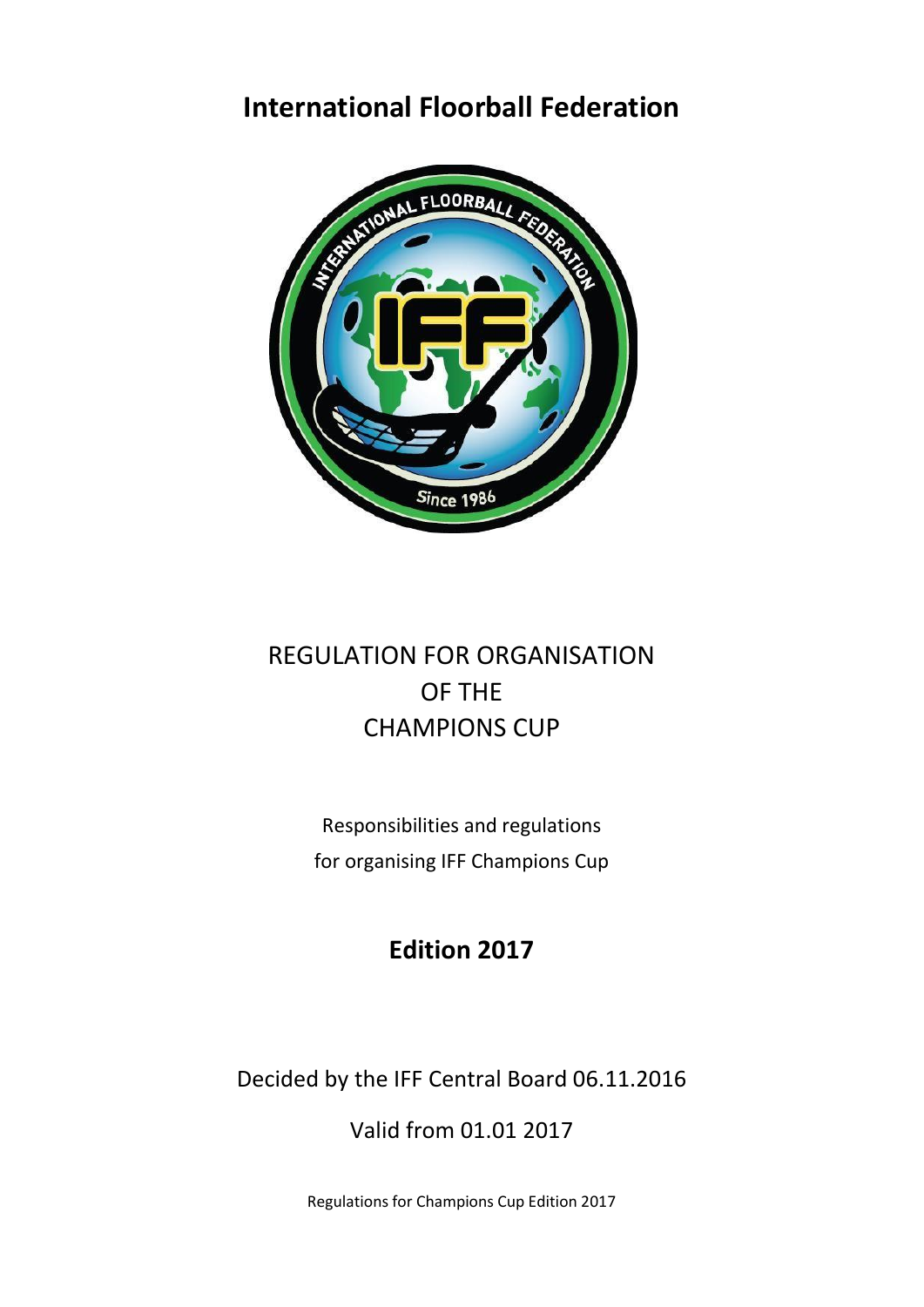# International Floorball Federation

## REGULATION FOR ORGANISATION OF THE CHAMPIONS CUP

Responsibilities and regulations
for organising IFF Champions Cup

**Edition 2017**

Decided by the IFF Central Board 06.11.2016

Valid from 01.01 2017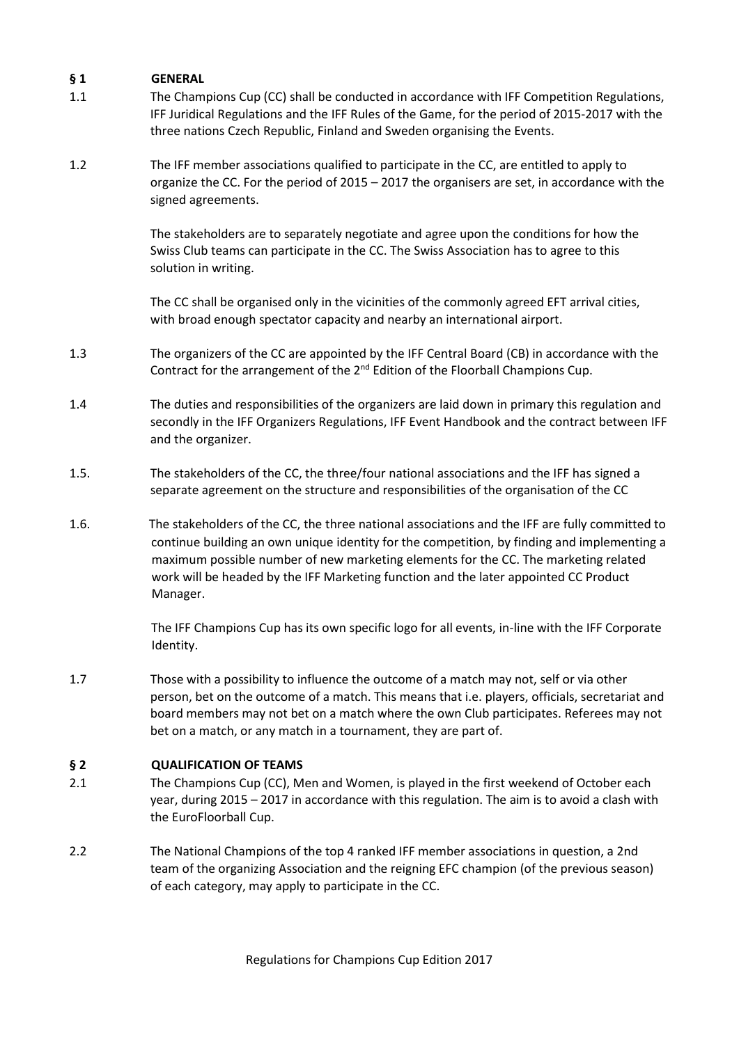## § 1 GENERAL

1.1 The Champions Cup (CC) shall be conducted in accordance with IFF Competition Regulations, IFF Juridical Regulations and the IFF Rules of the Game, for the period of 2015-2017 with the three nations Czech Republic, Finland and Sweden organising the Events.

1.2 The IFF member associations qualified to participate in the CC, are entitled to apply to organize the CC. For the period of 2015 – 2017 the organisers are set, in accordance with the signed agreements.

The stakeholders are to separately negotiate and agree upon the conditions for how the Swiss Club teams can participate in the CC. The Swiss Association has to agree to this solution in writing.

The CC shall be organised only in the vicinities of the commonly agreed EFT arrival cities, with broad enough spectator capacity and nearby an international airport.

1.3 The organizers of the CC are appointed by the IFF Central Board (CB) in accordance with the Contract for the arrangement of the 2nd Edition of the Floorball Champions Cup.

1.4 The duties and responsibilities of the organizers are laid down in primary this regulation and secondly in the IFF Organizers Regulations, IFF Event Handbook and the contract between IFF and the organizer.

1.5. The stakeholders of the CC, the three/four national associations and the IFF has signed a separate agreement on the structure and responsibilities of the organisation of the CC

1.6. The stakeholders of the CC, the three national associations and the IFF are fully committed to continue building an own unique identity for the competition, by finding and implementing a maximum possible number of new marketing elements for the CC. The marketing related work will be headed by the IFF Marketing function and the later appointed CC Product Manager.

The IFF Champions Cup has its own specific logo for all events, in-line with the IFF Corporate Identity.

1.7 Those with a possibility to influence the outcome of a match may not, self or via other person, bet on the outcome of a match. This means that i.e. players, officials, secretariat and board members may not bet on a match where the own Club participates. Referees may not bet on a match, or any match in a tournament, they are part of.

## § 2 QUALIFICATION OF TEAMS

2.1 The Champions Cup (CC), Men and Women, is played in the first weekend of October each year, during 2015 – 2017 in accordance with this regulation. The aim is to avoid a clash with the EuroFloorball Cup.

2.2 The National Champions of the top 4 ranked IFF member associations in question, a 2nd team of the organizing Association and the reigning EFC champion (of the previous season) of each category, may apply to participate in the CC.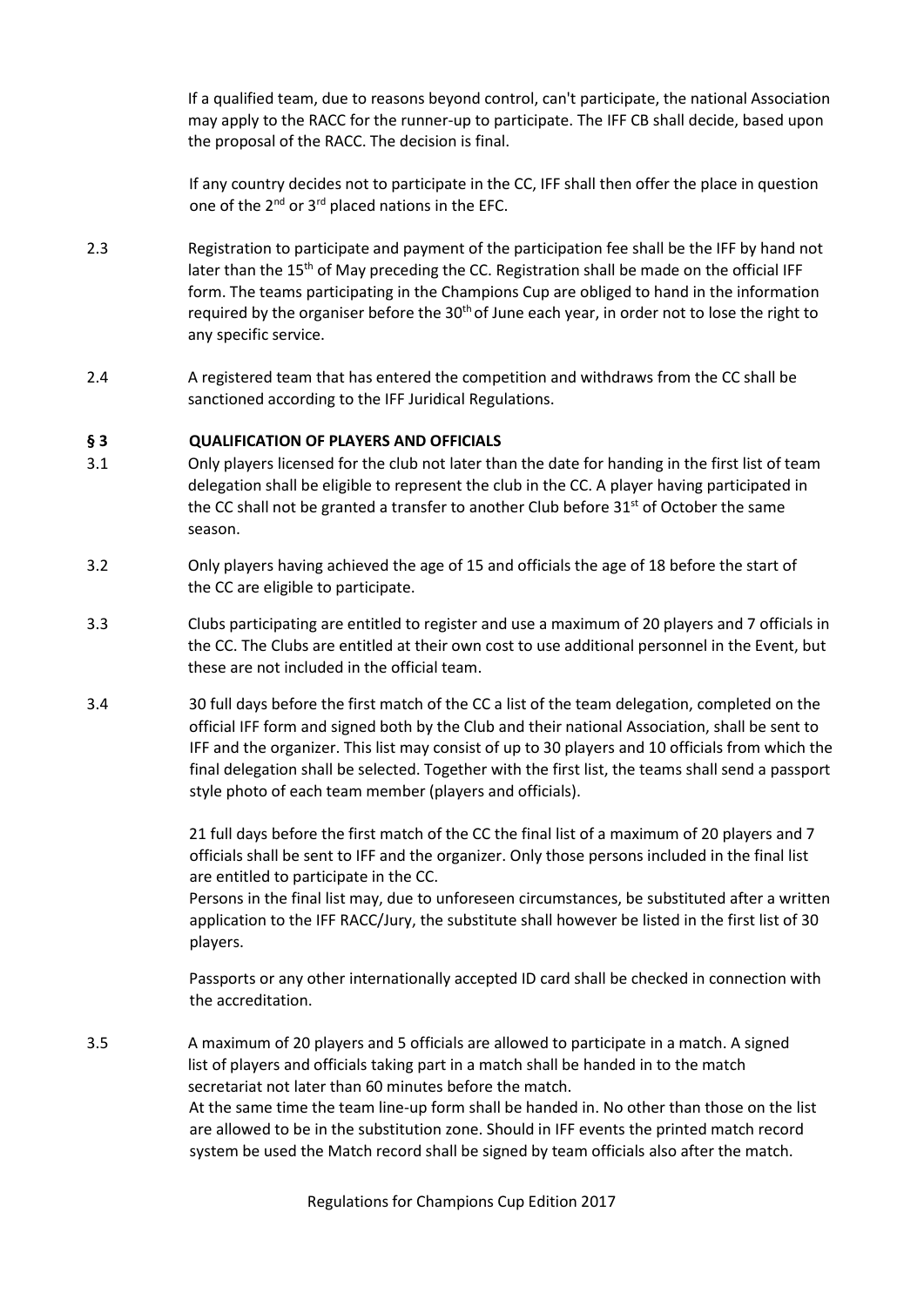If a qualified team, due to reasons beyond control, can't participate, the national Association may apply to the RACC for the runner-up to participate. The IFF CB shall decide, based upon the proposal of the RACC. The decision is final.

If any country decides not to participate in the CC, IFF shall then offer the place in question one of the 2nd or 3rd placed nations in the EFC.

2.3 Registration to participate and payment of the participation fee shall be the IFF by hand not later than the 15th of May preceding the CC. Registration shall be made on the official IFF form. The teams participating in the Champions Cup are obliged to hand in the information required by the organiser before the 30th of June each year, in order not to lose the right to any specific service.

2.4 A registered team that has entered the competition and withdraws from the CC shall be sanctioned according to the IFF Juridical Regulations.

## § 3 QUALIFICATION OF PLAYERS AND OFFICIALS

3.1 Only players licensed for the club not later than the date for handing in the first list of team delegation shall be eligible to represent the club in the CC. A player having participated in the CC shall not be granted a transfer to another Club before 31st of October the same season.

3.2 Only players having achieved the age of 15 and officials the age of 18 before the start of the CC are eligible to participate.

3.3 Clubs participating are entitled to register and use a maximum of 20 players and 7 officials in the CC. The Clubs are entitled at their own cost to use additional personnel in the Event, but these are not included in the official team.

3.4 30 full days before the first match of the CC a list of the team delegation, completed on the official IFF form and signed both by the Club and their national Association, shall be sent to IFF and the organizer. This list may consist of up to 30 players and 10 officials from which the final delegation shall be selected. Together with the first list, the teams shall send a passport style photo of each team member (players and officials).

21 full days before the first match of the CC the final list of a maximum of 20 players and 7 officials shall be sent to IFF and the organizer. Only those persons included in the final list are entitled to participate in the CC.
Persons in the final list may, due to unforeseen circumstances, be substituted after a written application to the IFF RACC/Jury, the substitute shall however be listed in the first list of 30 players.

Passports or any other internationally accepted ID card shall be checked in connection with the accreditation.

3.5 A maximum of 20 players and 5 officials are allowed to participate in a match. A signed list of players and officials taking part in a match shall be handed in to the match secretariat not later than 60 minutes before the match.
At the same time the team line-up form shall be handed in. No other than those on the list are allowed to be in the substitution zone. Should in IFF events the printed match record system be used the Match record shall be signed by team officials also after the match.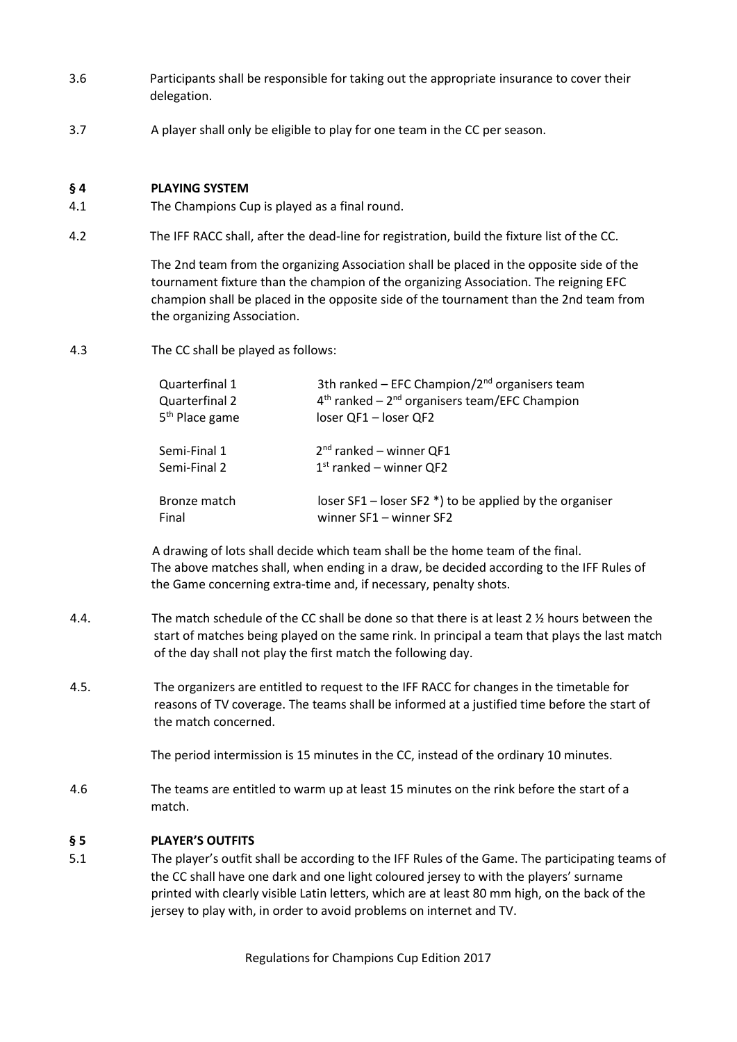3.6 Participants shall be responsible for taking out the appropriate insurance to cover their delegation.

3.7 A player shall only be eligible to play for one team in the CC per season.

## § 4 PLAYING SYSTEM

4.1 The Champions Cup is played as a final round.

4.2 The IFF RACC shall, after the dead-line for registration, build the fixture list of the CC.

The 2nd team from the organizing Association shall be placed in the opposite side of the tournament fixture than the champion of the organizing Association. The reigning EFC champion shall be placed in the opposite side of the tournament than the 2nd team from the organizing Association.

4.3 The CC shall be played as follows:

| | |
|---|---|
| Quarterfinal 1 | 3th ranked – EFC Champion/2nd organisers team |
| Quarterfinal 2 | 4th ranked – 2nd organisers team/EFC Champion |
| 5th Place game | loser QF1 – loser QF2 |
| Semi-Final 1 | 2nd ranked – winner QF1 |
| Semi-Final 2 | 1st ranked – winner QF2 |
| Bronze match | loser SF1 – loser SF2 *) to be applied by the organiser |
| Final | winner SF1 – winner SF2 |

A drawing of lots shall decide which team shall be the home team of the final. The above matches shall, when ending in a draw, be decided according to the IFF Rules of the Game concerning extra-time and, if necessary, penalty shots.

4.4. The match schedule of the CC shall be done so that there is at least 2 ½ hours between the start of matches being played on the same rink. In principal a team that plays the last match of the day shall not play the first match the following day.

4.5. The organizers are entitled to request to the IFF RACC for changes in the timetable for reasons of TV coverage. The teams shall be informed at a justified time before the start of the match concerned.

The period intermission is 15 minutes in the CC, instead of the ordinary 10 minutes.

4.6 The teams are entitled to warm up at least 15 minutes on the rink before the start of a match.

## § 5 PLAYER'S OUTFITS

5.1 The player's outfit shall be according to the IFF Rules of the Game. The participating teams of the CC shall have one dark and one light coloured jersey to with the players' surname printed with clearly visible Latin letters, which are at least 80 mm high, on the back of the jersey to play with, in order to avoid problems on internet and TV.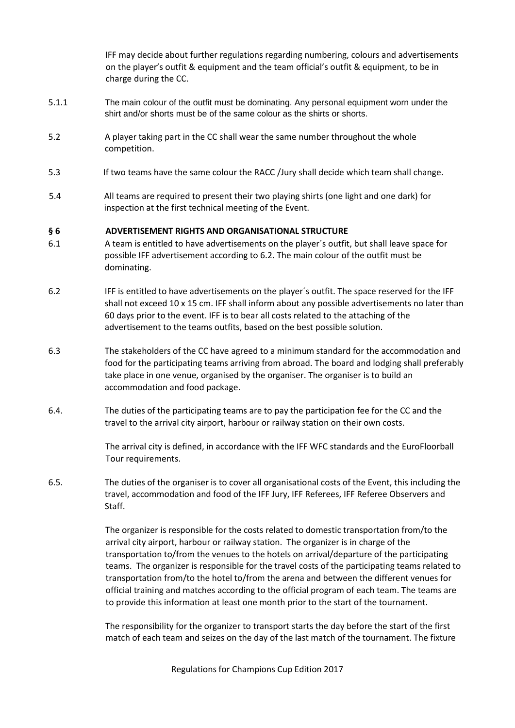IFF may decide about further regulations regarding numbering, colours and advertisements on the player's outfit & equipment and the team official's outfit & equipment, to be in charge during the CC.

5.1.1 The main colour of the outfit must be dominating. Any personal equipment worn under the shirt and/or shorts must be of the same colour as the shirts or shorts.

5.2 A player taking part in the CC shall wear the same number throughout the whole competition.

5.3 If two teams have the same colour the RACC /Jury shall decide which team shall change.

5.4 All teams are required to present their two playing shirts (one light and one dark) for inspection at the first technical meeting of the Event.

## § 6 ADVERTISEMENT RIGHTS AND ORGANISATIONAL STRUCTURE

6.1 A team is entitled to have advertisements on the player´s outfit, but shall leave space for possible IFF advertisement according to 6.2. The main colour of the outfit must be dominating.

6.2 IFF is entitled to have advertisements on the player´s outfit. The space reserved for the IFF shall not exceed 10 x 15 cm. IFF shall inform about any possible advertisements no later than 60 days prior to the event. IFF is to bear all costs related to the attaching of the advertisement to the teams outfits, based on the best possible solution.

6.3 The stakeholders of the CC have agreed to a minimum standard for the accommodation and food for the participating teams arriving from abroad. The board and lodging shall preferably take place in one venue, organised by the organiser. The organiser is to build an accommodation and food package.

6.4. The duties of the participating teams are to pay the participation fee for the CC and the travel to the arrival city airport, harbour or railway station on their own costs.

The arrival city is defined, in accordance with the IFF WFC standards and the EuroFloorball Tour requirements.

6.5. The duties of the organiser is to cover all organisational costs of the Event, this including the travel, accommodation and food of the IFF Jury, IFF Referees, IFF Referee Observers and Staff.

The organizer is responsible for the costs related to domestic transportation from/to the arrival city airport, harbour or railway station. The organizer is in charge of the transportation to/from the venues to the hotels on arrival/departure of the participating teams. The organizer is responsible for the travel costs of the participating teams related to transportation from/to the hotel to/from the arena and between the different venues for official training and matches according to the official program of each team. The teams are to provide this information at least one month prior to the start of the tournament.

The responsibility for the organizer to transport starts the day before the start of the first match of each team and seizes on the day of the last match of the tournament. The fixture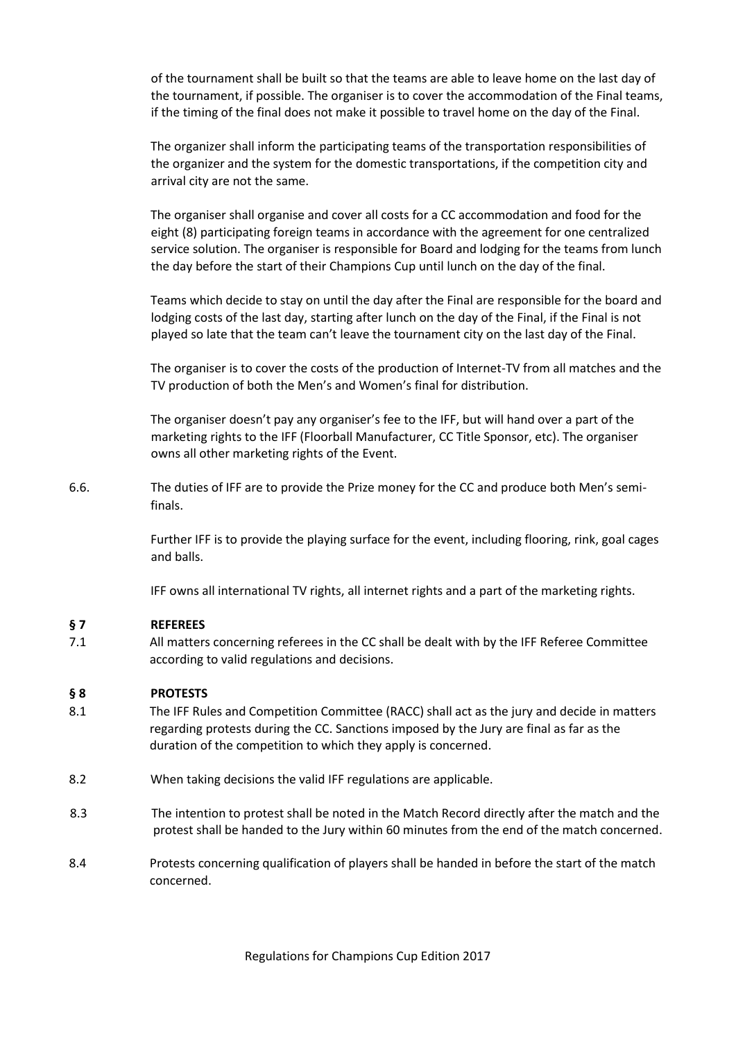of the tournament shall be built so that the teams are able to leave home on the last day of the tournament, if possible. The organiser is to cover the accommodation of the Final teams, if the timing of the final does not make it possible to travel home on the day of the Final.

The organizer shall inform the participating teams of the transportation responsibilities of the organizer and the system for the domestic transportations, if the competition city and arrival city are not the same.

The organiser shall organise and cover all costs for a CC accommodation and food for the eight (8) participating foreign teams in accordance with the agreement for one centralized service solution. The organiser is responsible for Board and lodging for the teams from lunch the day before the start of their Champions Cup until lunch on the day of the final.

Teams which decide to stay on until the day after the Final are responsible for the board and lodging costs of the last day, starting after lunch on the day of the Final, if the Final is not played so late that the team can't leave the tournament city on the last day of the Final.

The organiser is to cover the costs of the production of Internet-TV from all matches and the TV production of both the Men's and Women's final for distribution.

The organiser doesn't pay any organiser's fee to the IFF, but will hand over a part of the marketing rights to the IFF (Floorball Manufacturer, CC Title Sponsor, etc). The organiser owns all other marketing rights of the Event.

6.6. The duties of IFF are to provide the Prize money for the CC and produce both Men's semi-finals.

Further IFF is to provide the playing surface for the event, including flooring, rink, goal cages and balls.

IFF owns all international TV rights, all internet rights and a part of the marketing rights.

## § 7 REFEREES

7.1 All matters concerning referees in the CC shall be dealt with by the IFF Referee Committee according to valid regulations and decisions.

## § 8 PROTESTS

8.1 The IFF Rules and Competition Committee (RACC) shall act as the jury and decide in matters regarding protests during the CC. Sanctions imposed by the Jury are final as far as the duration of the competition to which they apply is concerned.

8.2 When taking decisions the valid IFF regulations are applicable.

8.3 The intention to protest shall be noted in the Match Record directly after the match and the protest shall be handed to the Jury within 60 minutes from the end of the match concerned.

8.4 Protests concerning qualification of players shall be handed in before the start of the match concerned.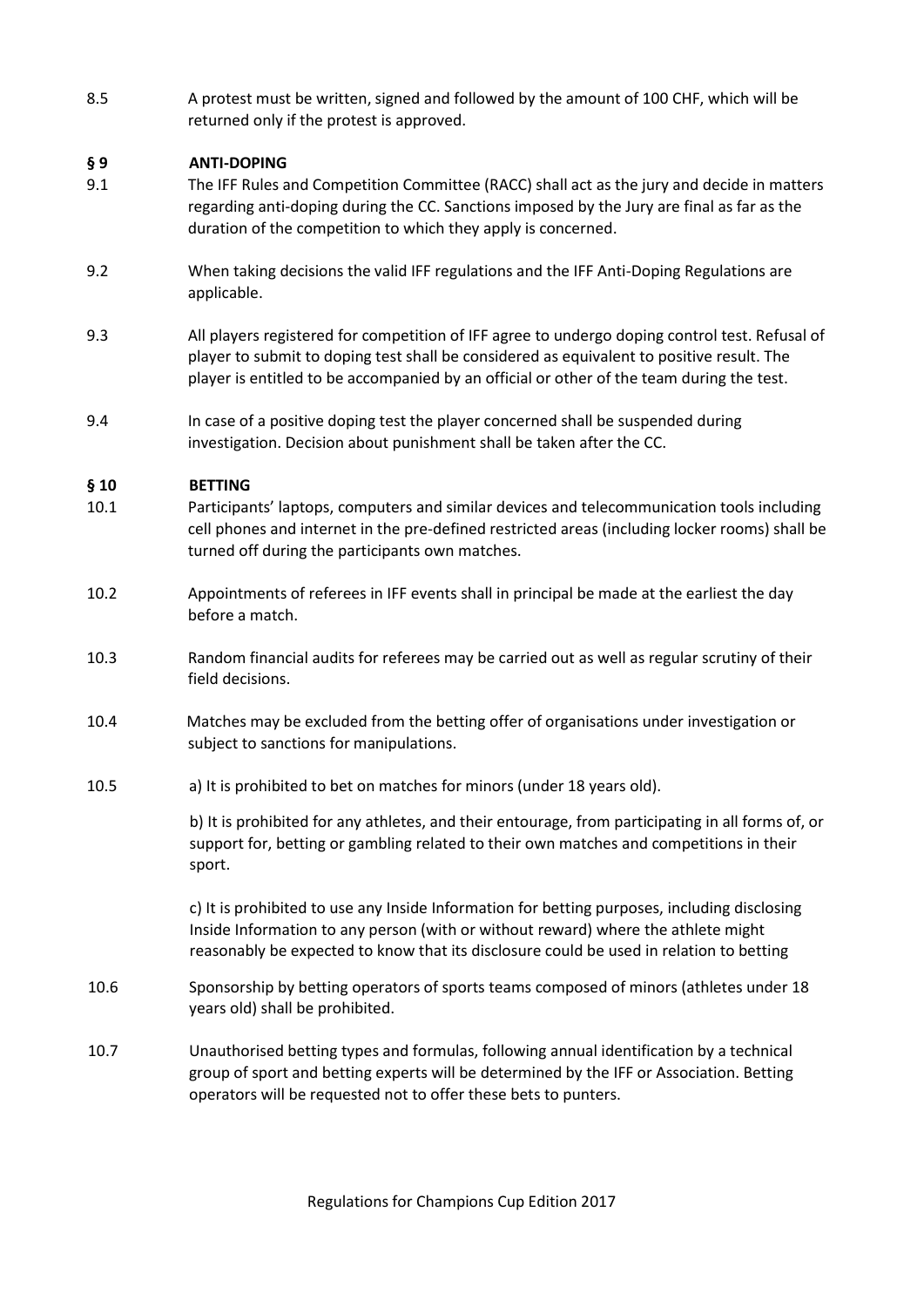8.5 A protest must be written, signed and followed by the amount of 100 CHF, which will be returned only if the protest is approved.

## § 9 ANTI-DOPING

9.1 The IFF Rules and Competition Committee (RACC) shall act as the jury and decide in matters regarding anti-doping during the CC. Sanctions imposed by the Jury are final as far as the duration of the competition to which they apply is concerned.

9.2 When taking decisions the valid IFF regulations and the IFF Anti-Doping Regulations are applicable.

9.3 All players registered for competition of IFF agree to undergo doping control test. Refusal of player to submit to doping test shall be considered as equivalent to positive result. The player is entitled to be accompanied by an official or other of the team during the test.

9.4 In case of a positive doping test the player concerned shall be suspended during investigation. Decision about punishment shall be taken after the CC.

## § 10 BETTING

10.1 Participants' laptops, computers and similar devices and telecommunication tools including cell phones and internet in the pre-defined restricted areas (including locker rooms) shall be turned off during the participants own matches.

10.2 Appointments of referees in IFF events shall in principal be made at the earliest the day before a match.

10.3 Random financial audits for referees may be carried out as well as regular scrutiny of their field decisions.

10.4 Matches may be excluded from the betting offer of organisations under investigation or subject to sanctions for manipulations.

10.5 a) It is prohibited to bet on matches for minors (under 18 years old).

b) It is prohibited for any athletes, and their entourage, from participating in all forms of, or support for, betting or gambling related to their own matches and competitions in their sport.

c) It is prohibited to use any Inside Information for betting purposes, including disclosing Inside Information to any person (with or without reward) where the athlete might reasonably be expected to know that its disclosure could be used in relation to betting

10.6 Sponsorship by betting operators of sports teams composed of minors (athletes under 18 years old) shall be prohibited.

10.7 Unauthorised betting types and formulas, following annual identification by a technical group of sport and betting experts will be determined by the IFF or Association. Betting operators will be requested not to offer these bets to punters.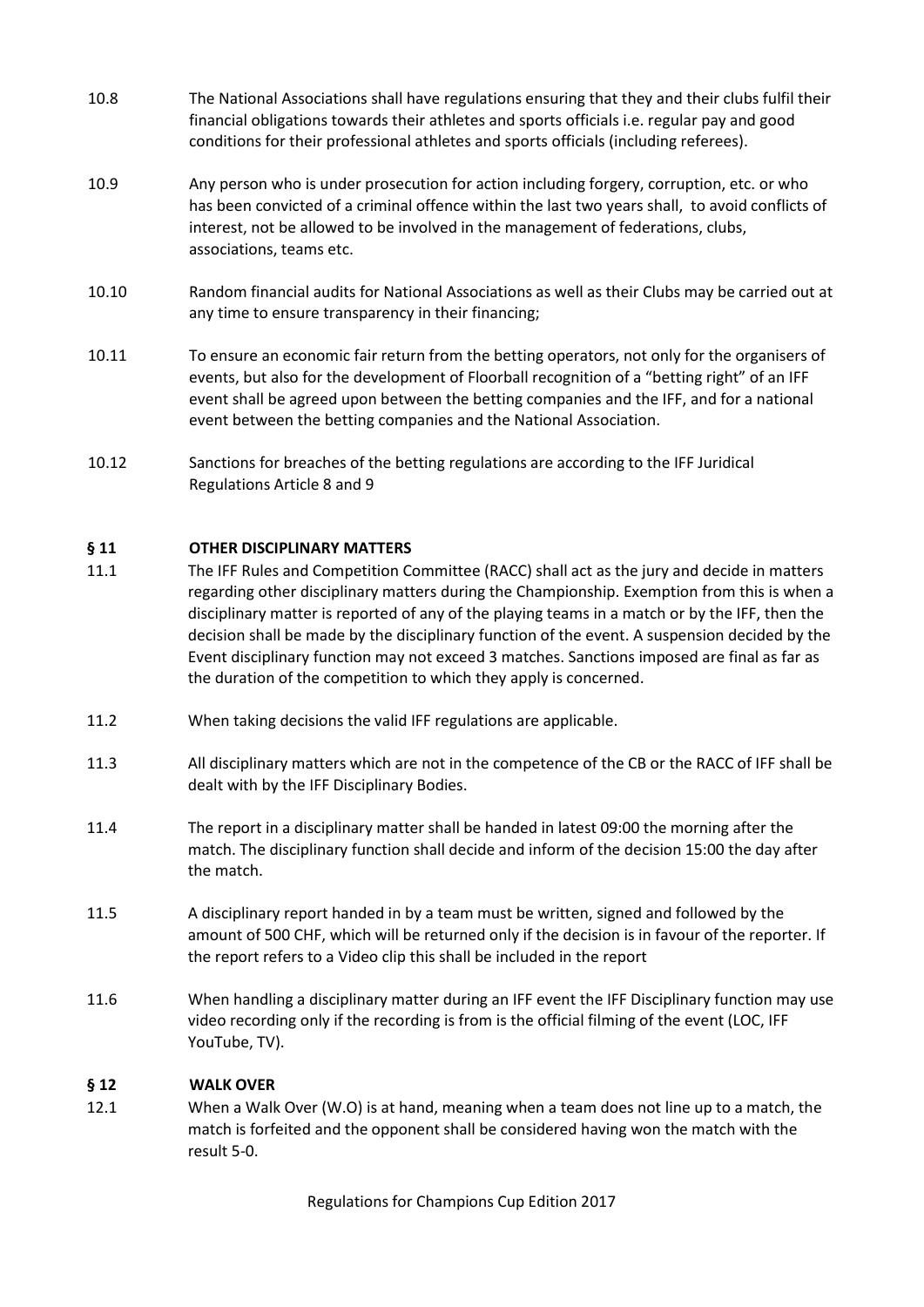10.8 The National Associations shall have regulations ensuring that they and their clubs fulfil their financial obligations towards their athletes and sports officials i.e. regular pay and good conditions for their professional athletes and sports officials (including referees).

10.9 Any person who is under prosecution for action including forgery, corruption, etc. or who has been convicted of a criminal offence within the last two years shall, to avoid conflicts of interest, not be allowed to be involved in the management of federations, clubs, associations, teams etc.

10.10 Random financial audits for National Associations as well as their Clubs may be carried out at any time to ensure transparency in their financing;

10.11 To ensure an economic fair return from the betting operators, not only for the organisers of events, but also for the development of Floorball recognition of a "betting right" of an IFF event shall be agreed upon between the betting companies and the IFF, and for a national event between the betting companies and the National Association.

10.12 Sanctions for breaches of the betting regulations are according to the IFF Juridical Regulations Article 8 and 9

## § 11 OTHER DISCIPLINARY MATTERS

11.1 The IFF Rules and Competition Committee (RACC) shall act as the jury and decide in matters regarding other disciplinary matters during the Championship. Exemption from this is when a disciplinary matter is reported of any of the playing teams in a match or by the IFF, then the decision shall be made by the disciplinary function of the event. A suspension decided by the Event disciplinary function may not exceed 3 matches. Sanctions imposed are final as far as the duration of the competition to which they apply is concerned.

11.2 When taking decisions the valid IFF regulations are applicable.

11.3 All disciplinary matters which are not in the competence of the CB or the RACC of IFF shall be dealt with by the IFF Disciplinary Bodies.

11.4 The report in a disciplinary matter shall be handed in latest 09:00 the morning after the match. The disciplinary function shall decide and inform of the decision 15:00 the day after the match.

11.5 A disciplinary report handed in by a team must be written, signed and followed by the amount of 500 CHF, which will be returned only if the decision is in favour of the reporter. If the report refers to a Video clip this shall be included in the report

11.6 When handling a disciplinary matter during an IFF event the IFF Disciplinary function may use video recording only if the recording is from is the official filming of the event (LOC, IFF YouTube, TV).

## § 12 WALK OVER

12.1 When a Walk Over (W.O) is at hand, meaning when a team does not line up to a match, the match is forfeited and the opponent shall be considered having won the match with the result 5-0.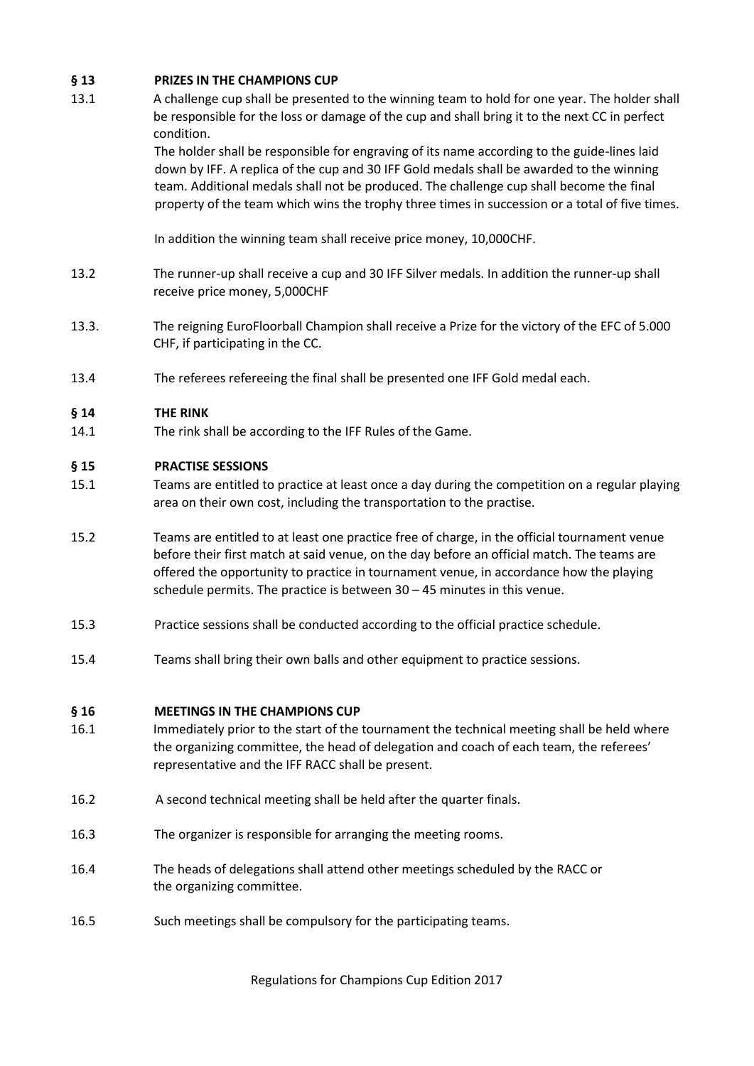## § 13 PRIZES IN THE CHAMPIONS CUP

13.1 A challenge cup shall be presented to the winning team to hold for one year. The holder shall be responsible for the loss or damage of the cup and shall bring it to the next CC in perfect condition.

The holder shall be responsible for engraving of its name according to the guide-lines laid down by IFF. A replica of the cup and 30 IFF Gold medals shall be awarded to the winning team. Additional medals shall not be produced. The challenge cup shall become the final property of the team which wins the trophy three times in succession or a total of five times.

In addition the winning team shall receive price money, 10,000CHF.

13.2 The runner-up shall receive a cup and 30 IFF Silver medals. In addition the runner-up shall receive price money, 5,000CHF

13.3. The reigning EuroFloorball Champion shall receive a Prize for the victory of the EFC of 5.000 CHF, if participating in the CC.

13.4 The referees refereeing the final shall be presented one IFF Gold medal each.

## § 14 THE RINK

14.1 The rink shall be according to the IFF Rules of the Game.

## § 15 PRACTISE SESSIONS

15.1 Teams are entitled to practice at least once a day during the competition on a regular playing area on their own cost, including the transportation to the practise.

15.2 Teams are entitled to at least one practice free of charge, in the official tournament venue before their first match at said venue, on the day before an official match. The teams are offered the opportunity to practice in tournament venue, in accordance how the playing schedule permits. The practice is between 30 – 45 minutes in this venue.

15.3 Practice sessions shall be conducted according to the official practice schedule.

15.4 Teams shall bring their own balls and other equipment to practice sessions.

## § 16 MEETINGS IN THE CHAMPIONS CUP

16.1 Immediately prior to the start of the tournament the technical meeting shall be held where the organizing committee, the head of delegation and coach of each team, the referees' representative and the IFF RACC shall be present.

16.2 A second technical meeting shall be held after the quarter finals.

16.3 The organizer is responsible for arranging the meeting rooms.

16.4 The heads of delegations shall attend other meetings scheduled by the RACC or the organizing committee.

16.5 Such meetings shall be compulsory for the participating teams.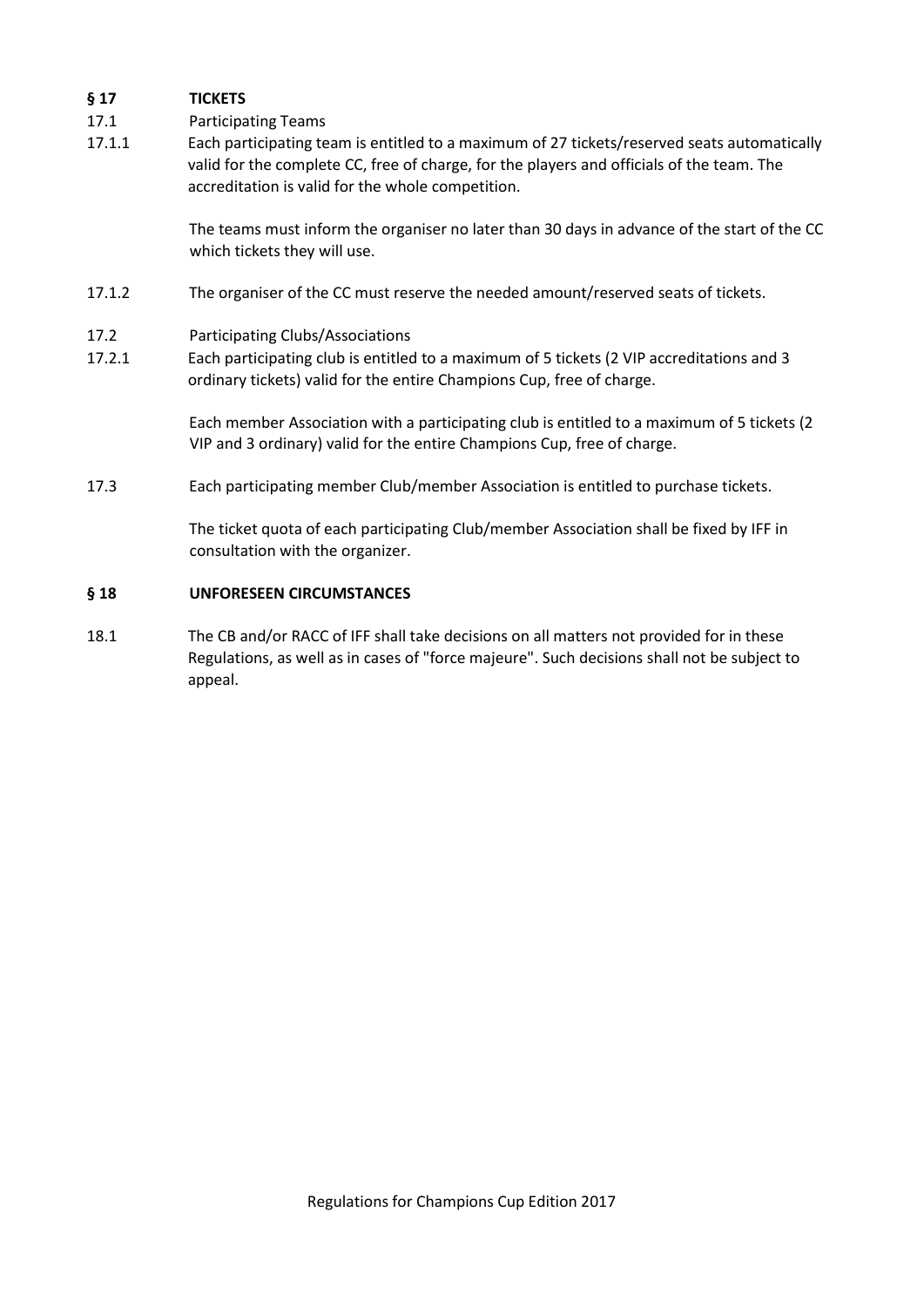## § 17 TICKETS

17.1 Participating Teams

17.1.1 Each participating team is entitled to a maximum of 27 tickets/reserved seats automatically valid for the complete CC, free of charge, for the players and officials of the team. The accreditation is valid for the whole competition.

The teams must inform the organiser no later than 30 days in advance of the start of the CC which tickets they will use.

17.1.2 The organiser of the CC must reserve the needed amount/reserved seats of tickets.

17.2 Participating Clubs/Associations

17.2.1 Each participating club is entitled to a maximum of 5 tickets (2 VIP accreditations and 3 ordinary tickets) valid for the entire Champions Cup, free of charge.

Each member Association with a participating club is entitled to a maximum of 5 tickets (2 VIP and 3 ordinary) valid for the entire Champions Cup, free of charge.

17.3 Each participating member Club/member Association is entitled to purchase tickets.

The ticket quota of each participating Club/member Association shall be fixed by IFF in consultation with the organizer.

## § 18 UNFORESEEN CIRCUMSTANCES

18.1 The CB and/or RACC of IFF shall take decisions on all matters not provided for in these Regulations, as well as in cases of "force majeure". Such decisions shall not be subject to appeal.